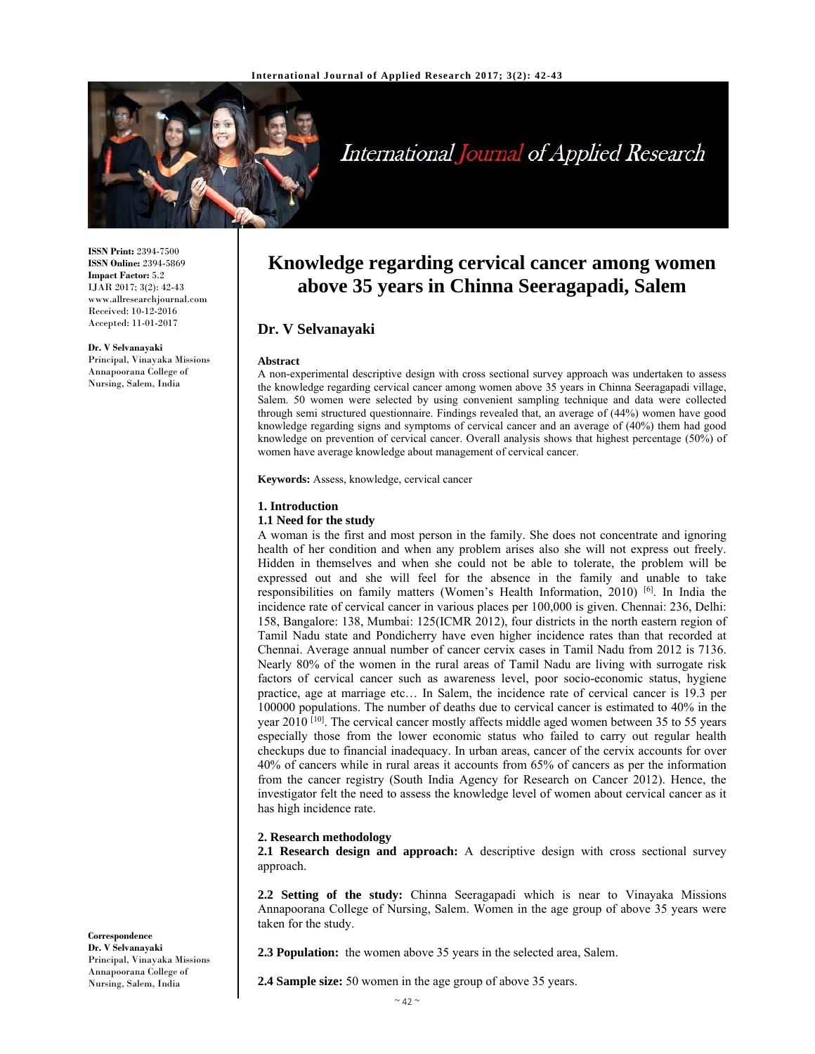**ISSN Print:** 2394-7500
**ISSN Online:** 2394-5869
**Impact Factor:** 5.2
IJAR 2017; 3(2): 42-43
www.allresearchjournal.com
Received: 10-12-2016
Accepted: 11-01-2017

**Dr. V Selvanayaki**
Principal, Vinayaka Missions Annapoorana College of Nursing, Salem, India

**Correspondence**
**Dr. V Selvanayaki**
Principal, Vinayaka Missions Annapoorana College of Nursing, Salem, India

# Knowledge regarding cervical cancer among women above 35 years in Chinna Seeragapadi, Salem

## Dr. V Selvanayaki

### Abstract

A non-experimental descriptive design with cross sectional survey approach was undertaken to assess the knowledge regarding cervical cancer among women above 35 years in Chinna Seeragapadi village, Salem. 50 women were selected by using convenient sampling technique and data were collected through semi structured questionnaire. Findings revealed that, an average of (44%) women have good knowledge regarding signs and symptoms of cervical cancer and an average of (40%) them had good knowledge on prevention of cervical cancer. Overall analysis shows that highest percentage (50%) of women have average knowledge about management of cervical cancer.

**Keywords:** Assess, knowledge, cervical cancer

### 1. Introduction

#### 1.1 Need for the study

A woman is the first and most person in the family. She does not concentrate and ignoring health of her condition and when any problem arises also she will not express out freely. Hidden in themselves and when she could not be able to tolerate, the problem will be expressed out and she will feel for the absence in the family and unable to take responsibilities on family matters (Women's Health Information, 2010) [6]. In India the incidence rate of cervical cancer in various places per 100,000 is given. Chennai: 236, Delhi: 158, Bangalore: 138, Mumbai: 125(ICMR 2012), four districts in the north eastern region of Tamil Nadu state and Pondicherry have even higher incidence rates than that recorded at Chennai. Average annual number of cancer cervix cases in Tamil Nadu from 2012 is 7136. Nearly 80% of the women in the rural areas of Tamil Nadu are living with surrogate risk factors of cervical cancer such as awareness level, poor socio-economic status, hygiene practice, age at marriage etc… In Salem, the incidence rate of cervical cancer is 19.3 per 100000 populations. The number of deaths due to cervical cancer is estimated to 40% in the year 2010 [10]. The cervical cancer mostly affects middle aged women between 35 to 55 years especially those from the lower economic status who failed to carry out regular health checkups due to financial inadequacy. In urban areas, cancer of the cervix accounts for over 40% of cancers while in rural areas it accounts from 65% of cancers as per the information from the cancer registry (South India Agency for Research on Cancer 2012). Hence, the investigator felt the need to assess the knowledge level of women about cervical cancer as it has high incidence rate.

### 2. Research methodology

**2.1 Research design and approach:** A descriptive design with cross sectional survey approach.

**2.2 Setting of the study:** Chinna Seeragapadi which is near to Vinayaka Missions Annapoorana College of Nursing, Salem. Women in the age group of above 35 years were taken for the study.

**2.3 Population:** the women above 35 years in the selected area, Salem.

**2.4 Sample size:** 50 women in the age group of above 35 years.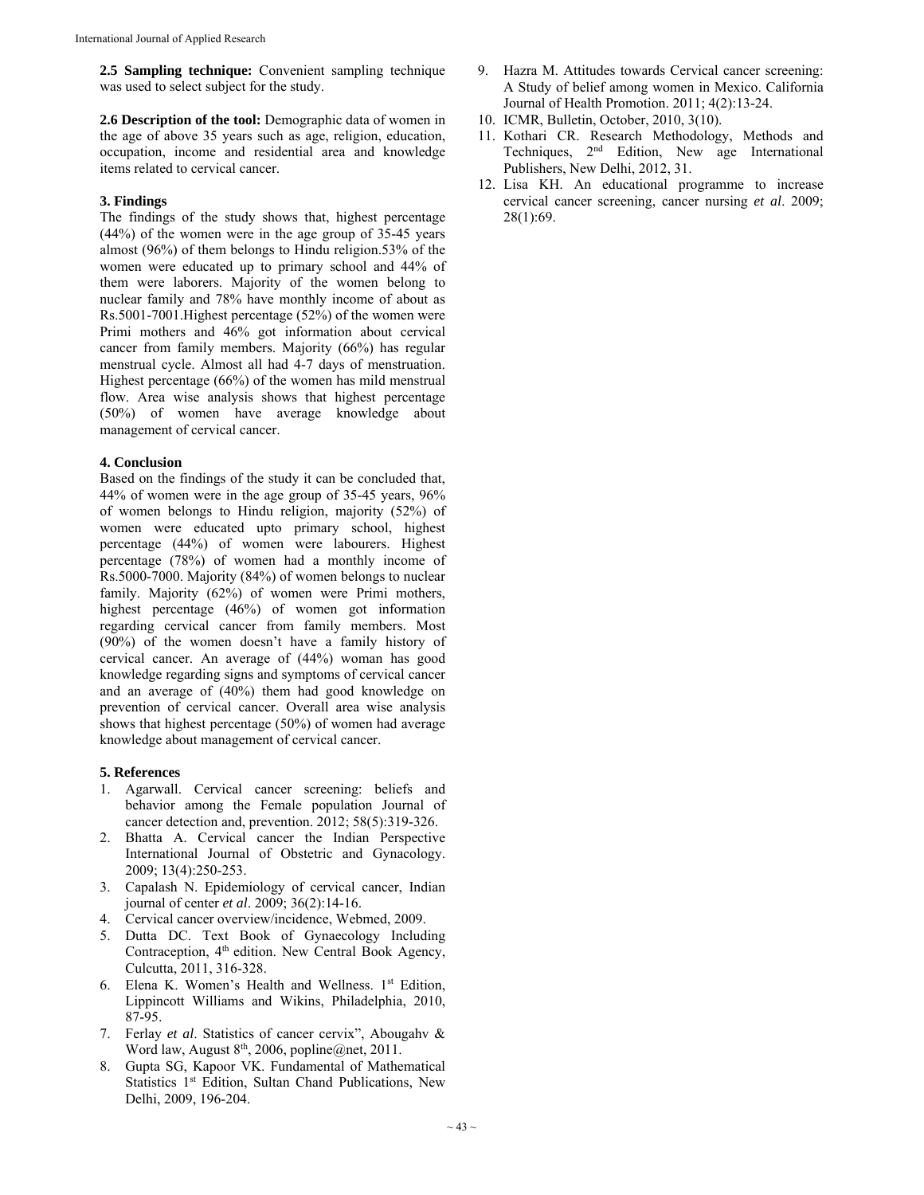**2.5 Sampling technique:** Convenient sampling technique was used to select subject for the study.

**2.6 Description of the tool:** Demographic data of women in the age of above 35 years such as age, religion, education, occupation, income and residential area and knowledge items related to cervical cancer.

### 3. Findings

The findings of the study shows that, highest percentage (44%) of the women were in the age group of 35-45 years almost (96%) of them belongs to Hindu religion.53% of the women were educated up to primary school and 44% of them were laborers. Majority of the women belong to nuclear family and 78% have monthly income of about as Rs.5001-7001.Highest percentage (52%) of the women were Primi mothers and 46% got information about cervical cancer from family members. Majority (66%) has regular menstrual cycle. Almost all had 4-7 days of menstruation. Highest percentage (66%) of the women has mild menstrual flow. Area wise analysis shows that highest percentage (50%) of women have average knowledge about management of cervical cancer.

### 4. Conclusion

Based on the findings of the study it can be concluded that, 44% of women were in the age group of 35-45 years, 96% of women belongs to Hindu religion, majority (52%) of women were educated upto primary school, highest percentage (44%) of women were labourers. Highest percentage (78%) of women had a monthly income of Rs.5000-7000. Majority (84%) of women belongs to nuclear family. Majority (62%) of women were Primi mothers, highest percentage (46%) of women got information regarding cervical cancer from family members. Most (90%) of the women doesn't have a family history of cervical cancer. An average of (44%) woman has good knowledge regarding signs and symptoms of cervical cancer and an average of (40%) them had good knowledge on prevention of cervical cancer. Overall area wise analysis shows that highest percentage (50%) of women had average knowledge about management of cervical cancer.

### 5. References

1. Agarwall. Cervical cancer screening: beliefs and behavior among the Female population Journal of cancer detection and, prevention. 2012; 58(5):319-326.
2. Bhatta A. Cervical cancer the Indian Perspective International Journal of Obstetric and Gynacology. 2009; 13(4):250-253.
3. Capalash N. Epidemiology of cervical cancer, Indian journal of center *et al*. 2009; 36(2):14-16.
4. Cervical cancer overview/incidence, Webmed, 2009.
5. Dutta DC. Text Book of Gynaecology Including Contraception, 4th edition. New Central Book Agency, Culcutta, 2011, 316-328.
6. Elena K. Women's Health and Wellness. 1st Edition, Lippincott Williams and Wikins, Philadelphia, 2010, 87-95.
7. Ferlay *et al*. Statistics of cancer cervix", Abougahv & Word law, August 8th, 2006, popline@net, 2011.
8. Gupta SG, Kapoor VK. Fundamental of Mathematical Statistics 1st Edition, Sultan Chand Publications, New Delhi, 2009, 196-204.
9. Hazra M. Attitudes towards Cervical cancer screening: A Study of belief among women in Mexico. California Journal of Health Promotion. 2011; 4(2):13-24.
10. ICMR, Bulletin, October, 2010, 3(10).
11. Kothari CR. Research Methodology, Methods and Techniques, 2nd Edition, New age International Publishers, New Delhi, 2012, 31.
12. Lisa KH. An educational programme to increase cervical cancer screening, cancer nursing *et al*. 2009; 28(1):69.